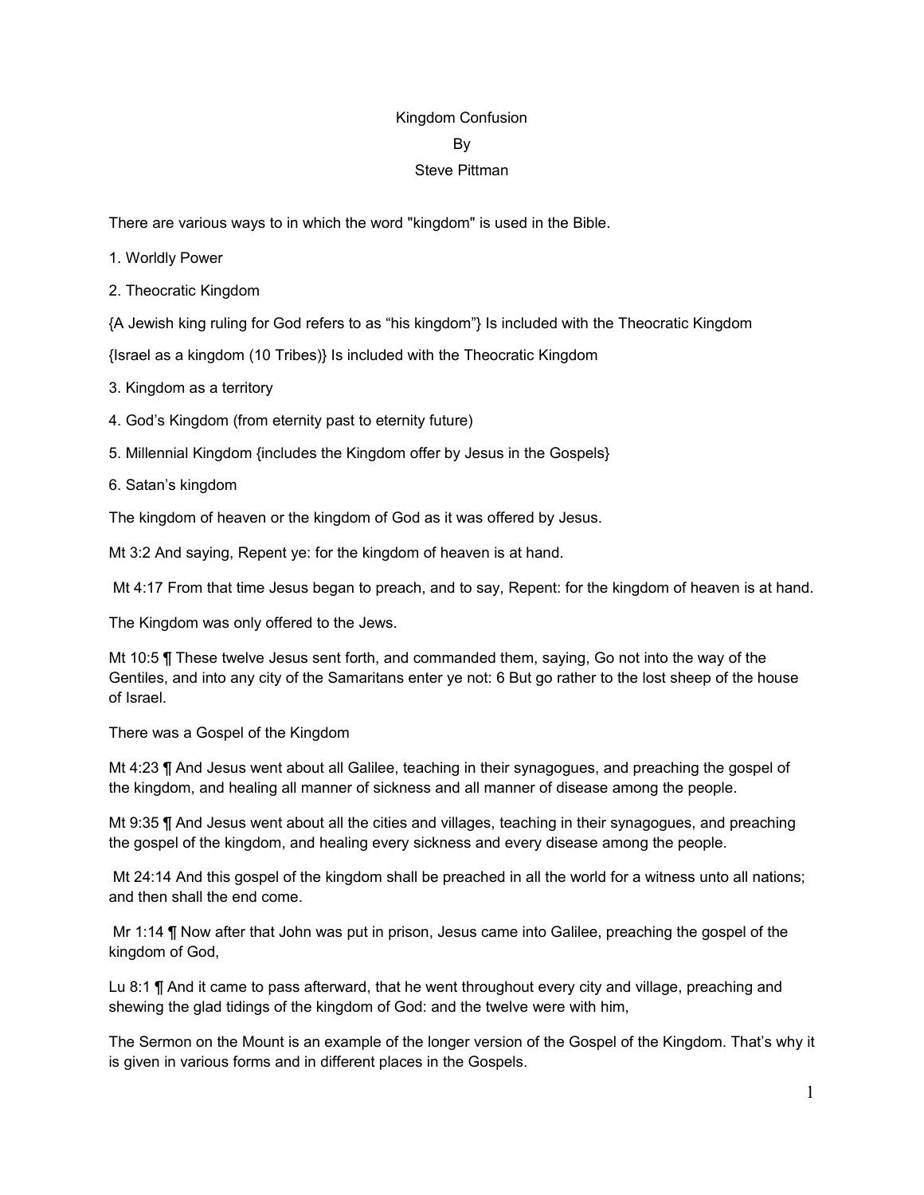# Kingdom Confusion

By

Steve Pittman

There are various ways to in which the word "kingdom" is used in the Bible.

1. Worldly Power

2. Theocratic Kingdom

{A Jewish king ruling for God refers to as “his kingdom”} Is included with the Theocratic Kingdom

{Israel as a kingdom (10 Tribes)} Is included with the Theocratic Kingdom

3. Kingdom as a territory

4. God’s Kingdom (from eternity past to eternity future)

5. Millennial Kingdom {includes the Kingdom offer by Jesus in the Gospels}

6. Satan’s kingdom

The kingdom of heaven or the kingdom of God as it was offered by Jesus.

Mt 3:2 And saying, Repent ye: for the kingdom of heaven is at hand.

Mt 4:17 From that time Jesus began to preach, and to say, Repent: for the kingdom of heaven is at hand.

The Kingdom was only offered to the Jews.

Mt 10:5 ¶ These twelve Jesus sent forth, and commanded them, saying, Go not into the way of the Gentiles, and into any city of the Samaritans enter ye not: 6 But go rather to the lost sheep of the house of Israel.

There was a Gospel of the Kingdom

Mt 4:23 ¶ And Jesus went about all Galilee, teaching in their synagogues, and preaching the gospel of the kingdom, and healing all manner of sickness and all manner of disease among the people.

Mt 9:35 ¶ And Jesus went about all the cities and villages, teaching in their synagogues, and preaching the gospel of the kingdom, and healing every sickness and every disease among the people.

Mt 24:14 And this gospel of the kingdom shall be preached in all the world for a witness unto all nations; and then shall the end come.

Mr 1:14 ¶ Now after that John was put in prison, Jesus came into Galilee, preaching the gospel of the kingdom of God,

Lu 8:1 ¶ And it came to pass afterward, that he went throughout every city and village, preaching and shewing the glad tidings of the kingdom of God: and the twelve were with him,

The Sermon on the Mount is an example of the longer version of the Gospel of the Kingdom. That’s why it is given in various forms and in different places in the Gospels.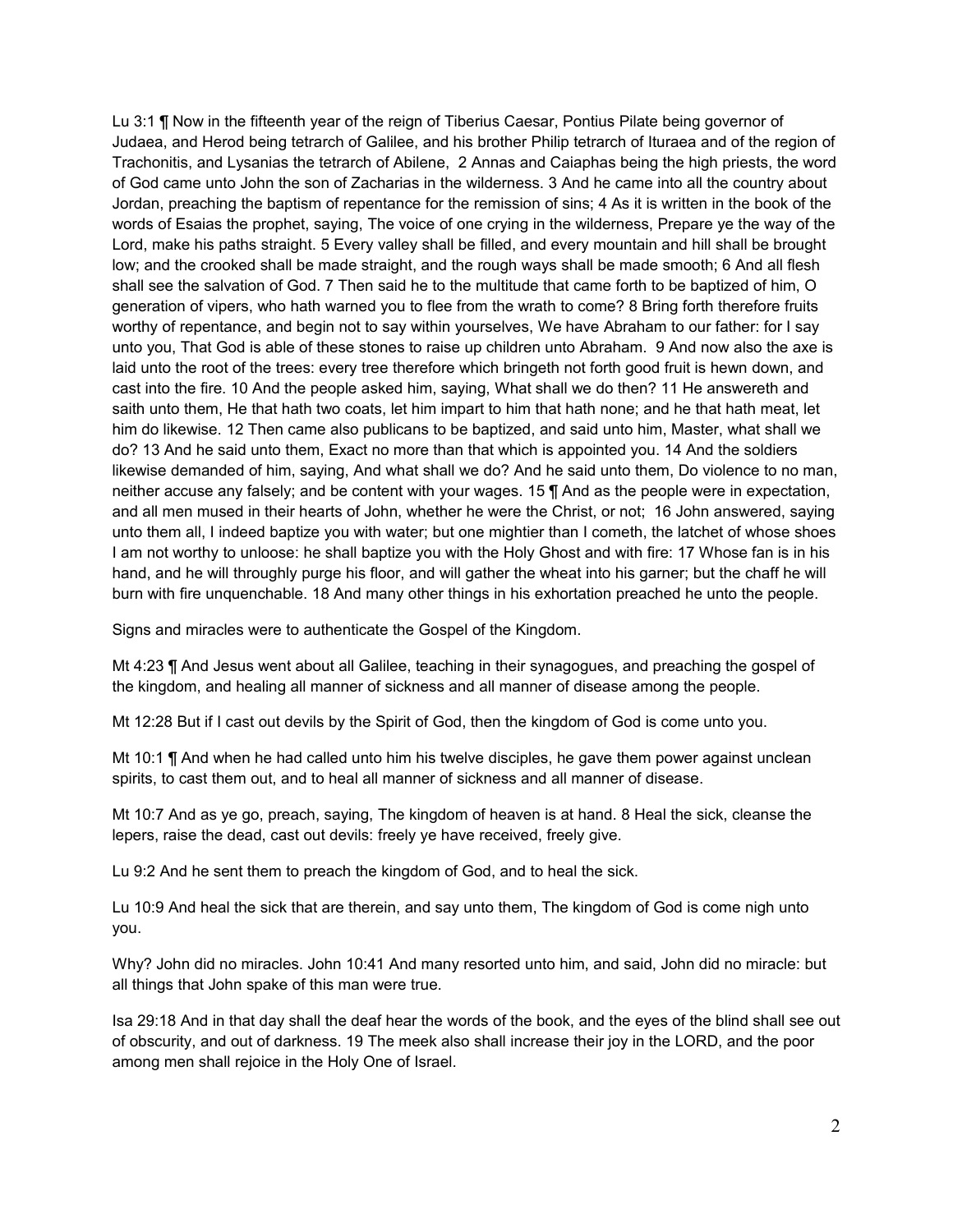Lu 3:1 ¶ Now in the fifteenth year of the reign of Tiberius Caesar, Pontius Pilate being governor of Judaea, and Herod being tetrarch of Galilee, and his brother Philip tetrarch of Ituraea and of the region of Trachonitis, and Lysanias the tetrarch of Abilene, 2 Annas and Caiaphas being the high priests, the word of God came unto John the son of Zacharias in the wilderness. 3 And he came into all the country about Jordan, preaching the baptism of repentance for the remission of sins; 4 As it is written in the book of the words of Esaias the prophet, saying, The voice of one crying in the wilderness, Prepare ye the way of the Lord, make his paths straight. 5 Every valley shall be filled, and every mountain and hill shall be brought low; and the crooked shall be made straight, and the rough ways shall be made smooth; 6 And all flesh shall see the salvation of God. 7 Then said he to the multitude that came forth to be baptized of him, O generation of vipers, who hath warned you to flee from the wrath to come? 8 Bring forth therefore fruits worthy of repentance, and begin not to say within yourselves, We have Abraham to our father: for I say unto you, That God is able of these stones to raise up children unto Abraham. 9 And now also the axe is laid unto the root of the trees: every tree therefore which bringeth not forth good fruit is hewn down, and cast into the fire. 10 And the people asked him, saying, What shall we do then? 11 He answereth and saith unto them, He that hath two coats, let him impart to him that hath none; and he that hath meat, let him do likewise. 12 Then came also publicans to be baptized, and said unto him, Master, what shall we do? 13 And he said unto them, Exact no more than that which is appointed you. 14 And the soldiers likewise demanded of him, saying, And what shall we do? And he said unto them, Do violence to no man, neither accuse any falsely; and be content with your wages. 15 ¶ And as the people were in expectation, and all men mused in their hearts of John, whether he were the Christ, or not; 16 John answered, saying unto them all, I indeed baptize you with water; but one mightier than I cometh, the latchet of whose shoes I am not worthy to unloose: he shall baptize you with the Holy Ghost and with fire: 17 Whose fan is in his hand, and he will throughly purge his floor, and will gather the wheat into his garner; but the chaff he will burn with fire unquenchable. 18 And many other things in his exhortation preached he unto the people.

Signs and miracles were to authenticate the Gospel of the Kingdom.

Mt 4:23 ¶ And Jesus went about all Galilee, teaching in their synagogues, and preaching the gospel of the kingdom, and healing all manner of sickness and all manner of disease among the people.

Mt 12:28 But if I cast out devils by the Spirit of God, then the kingdom of God is come unto you.

Mt 10:1 ¶ And when he had called unto him his twelve disciples, he gave them power against unclean spirits, to cast them out, and to heal all manner of sickness and all manner of disease.

Mt 10:7 And as ye go, preach, saying, The kingdom of heaven is at hand. 8 Heal the sick, cleanse the lepers, raise the dead, cast out devils: freely ye have received, freely give.

Lu 9:2 And he sent them to preach the kingdom of God, and to heal the sick.

Lu 10:9 And heal the sick that are therein, and say unto them, The kingdom of God is come nigh unto you.

Why? John did no miracles. John 10:41 And many resorted unto him, and said, John did no miracle: but all things that John spake of this man were true.

Isa 29:18 And in that day shall the deaf hear the words of the book, and the eyes of the blind shall see out of obscurity, and out of darkness. 19 The meek also shall increase their joy in the LORD, and the poor among men shall rejoice in the Holy One of Israel.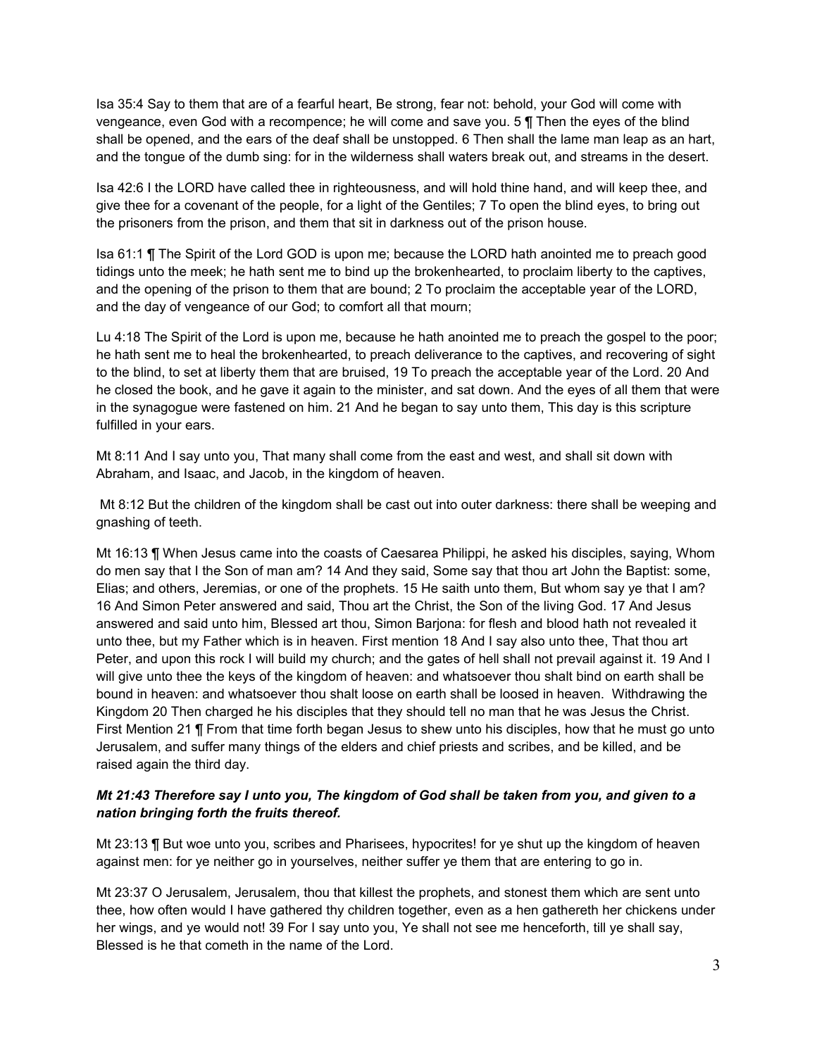Isa 35:4 Say to them that are of a fearful heart, Be strong, fear not: behold, your God will come with vengeance, even God with a recompence; he will come and save you. 5 ¶ Then the eyes of the blind shall be opened, and the ears of the deaf shall be unstopped. 6 Then shall the lame man leap as an hart, and the tongue of the dumb sing: for in the wilderness shall waters break out, and streams in the desert.

Isa 42:6 I the LORD have called thee in righteousness, and will hold thine hand, and will keep thee, and give thee for a covenant of the people, for a light of the Gentiles; 7 To open the blind eyes, to bring out the prisoners from the prison, and them that sit in darkness out of the prison house.

Isa 61:1 ¶ The Spirit of the Lord GOD is upon me; because the LORD hath anointed me to preach good tidings unto the meek; he hath sent me to bind up the brokenhearted, to proclaim liberty to the captives, and the opening of the prison to them that are bound; 2 To proclaim the acceptable year of the LORD, and the day of vengeance of our God; to comfort all that mourn;

Lu 4:18 The Spirit of the Lord is upon me, because he hath anointed me to preach the gospel to the poor; he hath sent me to heal the brokenhearted, to preach deliverance to the captives, and recovering of sight to the blind, to set at liberty them that are bruised, 19 To preach the acceptable year of the Lord. 20 And he closed the book, and he gave it again to the minister, and sat down. And the eyes of all them that were in the synagogue were fastened on him. 21 And he began to say unto them, This day is this scripture fulfilled in your ears.

Mt 8:11 And I say unto you, That many shall come from the east and west, and shall sit down with Abraham, and Isaac, and Jacob, in the kingdom of heaven.

Mt 8:12 But the children of the kingdom shall be cast out into outer darkness: there shall be weeping and gnashing of teeth.

Mt 16:13 ¶ When Jesus came into the coasts of Caesarea Philippi, he asked his disciples, saying, Whom do men say that I the Son of man am? 14 And they said, Some say that thou art John the Baptist: some, Elias; and others, Jeremias, or one of the prophets. 15 He saith unto them, But whom say ye that I am? 16 And Simon Peter answered and said, Thou art the Christ, the Son of the living God. 17 And Jesus answered and said unto him, Blessed art thou, Simon Barjona: for flesh and blood hath not revealed it unto thee, but my Father which is in heaven. First mention 18 And I say also unto thee, That thou art Peter, and upon this rock I will build my church; and the gates of hell shall not prevail against it. 19 And I will give unto thee the keys of the kingdom of heaven: and whatsoever thou shalt bind on earth shall be bound in heaven: and whatsoever thou shalt loose on earth shall be loosed in heaven. Withdrawing the Kingdom 20 Then charged he his disciples that they should tell no man that he was Jesus the Christ. First Mention 21 ¶ From that time forth began Jesus to shew unto his disciples, how that he must go unto Jerusalem, and suffer many things of the elders and chief priests and scribes, and be killed, and be raised again the third day.

***Mt 21:43 Therefore say I unto you, The kingdom of God shall be taken from you, and given to a nation bringing forth the fruits thereof.***

Mt 23:13 ¶ But woe unto you, scribes and Pharisees, hypocrites! for ye shut up the kingdom of heaven against men: for ye neither go in yourselves, neither suffer ye them that are entering to go in.

Mt 23:37 O Jerusalem, Jerusalem, thou that killest the prophets, and stonest them which are sent unto thee, how often would I have gathered thy children together, even as a hen gathereth her chickens under her wings, and ye would not! 39 For I say unto you, Ye shall not see me henceforth, till ye shall say, Blessed is he that cometh in the name of the Lord.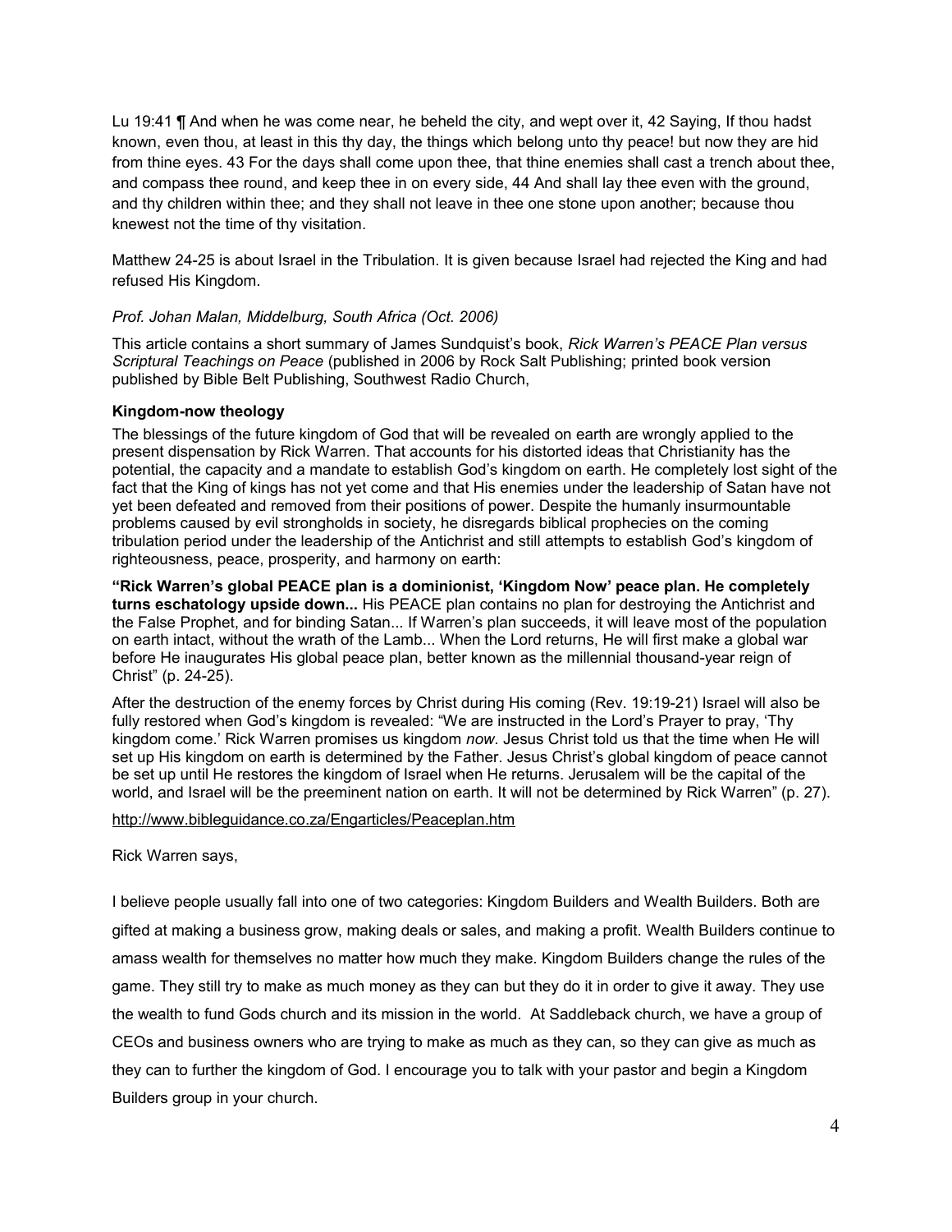Lu 19:41 ¶ And when he was come near, he beheld the city, and wept over it, 42 Saying, If thou hadst known, even thou, at least in this thy day, the things which belong unto thy peace! but now they are hid from thine eyes. 43 For the days shall come upon thee, that thine enemies shall cast a trench about thee, and compass thee round, and keep thee in on every side, 44 And shall lay thee even with the ground, and thy children within thee; and they shall not leave in thee one stone upon another; because thou knewest not the time of thy visitation.

Matthew 24-25 is about Israel in the Tribulation. It is given because Israel had rejected the King and had refused His Kingdom.

*Prof. Johan Malan, Middelburg, South Africa (Oct. 2006)*

This article contains a short summary of James Sundquist's book, *Rick Warren's PEACE Plan versus Scriptural Teachings on Peace* (published in 2006 by Rock Salt Publishing; printed book version published by Bible Belt Publishing, Southwest Radio Church,

**Kingdom-now theology**

The blessings of the future kingdom of God that will be revealed on earth are wrongly applied to the present dispensation by Rick Warren. That accounts for his distorted ideas that Christianity has the potential, the capacity and a mandate to establish God's kingdom on earth. He completely lost sight of the fact that the King of kings has not yet come and that His enemies under the leadership of Satan have not yet been defeated and removed from their positions of power. Despite the humanly insurmountable problems caused by evil strongholds in society, he disregards biblical prophecies on the coming tribulation period under the leadership of the Antichrist and still attempts to establish God's kingdom of righteousness, peace, prosperity, and harmony on earth:

**"Rick Warren's global PEACE plan is a dominionist, 'Kingdom Now' peace plan. He completely turns eschatology upside down...** His PEACE plan contains no plan for destroying the Antichrist and the False Prophet, and for binding Satan... If Warren's plan succeeds, it will leave most of the population on earth intact, without the wrath of the Lamb... When the Lord returns, He will first make a global war before He inaugurates His global peace plan, better known as the millennial thousand-year reign of Christ" (p. 24-25).

After the destruction of the enemy forces by Christ during His coming (Rev. 19:19-21) Israel will also be fully restored when God's kingdom is revealed: "We are instructed in the Lord's Prayer to pray, 'Thy kingdom come.' Rick Warren promises us kingdom *now*. Jesus Christ told us that the time when He will set up His kingdom on earth is determined by the Father. Jesus Christ's global kingdom of peace cannot be set up until He restores the kingdom of Israel when He returns. Jerusalem will be the capital of the world, and Israel will be the preeminent nation on earth. It will not be determined by Rick Warren" (p. 27).

http://www.bibleguidance.co.za/Engarticles/Peaceplan.htm

Rick Warren says,

I believe people usually fall into one of two categories: Kingdom Builders and Wealth Builders. Both are gifted at making a business grow, making deals or sales, and making a profit. Wealth Builders continue to amass wealth for themselves no matter how much they make. Kingdom Builders change the rules of the game. They still try to make as much money as they can but they do it in order to give it away. They use the wealth to fund Gods church and its mission in the world. At Saddleback church, we have a group of CEOs and business owners who are trying to make as much as they can, so they can give as much as they can to further the kingdom of God. I encourage you to talk with your pastor and begin a Kingdom Builders group in your church.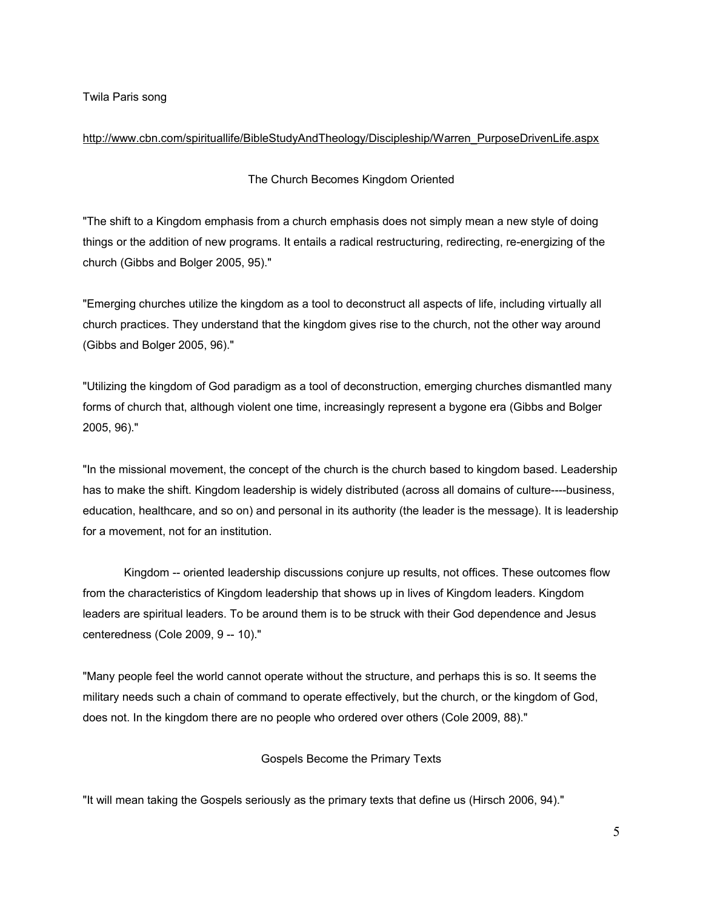Twila Paris song

http://www.cbn.com/spirituallife/BibleStudyAndTheology/Discipleship/Warren_PurposeDrivenLife.aspx

### The Church Becomes Kingdom Oriented

"The shift to a Kingdom emphasis from a church emphasis does not simply mean a new style of doing things or the addition of new programs. It entails a radical restructuring, redirecting, re-energizing of the church (Gibbs and Bolger 2005, 95)."

"Emerging churches utilize the kingdom as a tool to deconstruct all aspects of life, including virtually all church practices. They understand that the kingdom gives rise to the church, not the other way around (Gibbs and Bolger 2005, 96)."

"Utilizing the kingdom of God paradigm as a tool of deconstruction, emerging churches dismantled many forms of church that, although violent one time, increasingly represent a bygone era (Gibbs and Bolger 2005, 96)."

"In the missional movement, the concept of the church is the church based to kingdom based. Leadership has to make the shift. Kingdom leadership is widely distributed (across all domains of culture----business, education, healthcare, and so on) and personal in its authority (the leader is the message). It is leadership for a movement, not for an institution.

Kingdom -- oriented leadership discussions conjure up results, not offices. These outcomes flow from the characteristics of Kingdom leadership that shows up in lives of Kingdom leaders. Kingdom leaders are spiritual leaders. To be around them is to be struck with their God dependence and Jesus centeredness (Cole 2009, 9 -- 10)."

"Many people feel the world cannot operate without the structure, and perhaps this is so. It seems the military needs such a chain of command to operate effectively, but the church, or the kingdom of God, does not. In the kingdom there are no people who ordered over others (Cole 2009, 88)."

### Gospels Become the Primary Texts

"It will mean taking the Gospels seriously as the primary texts that define us (Hirsch 2006, 94)."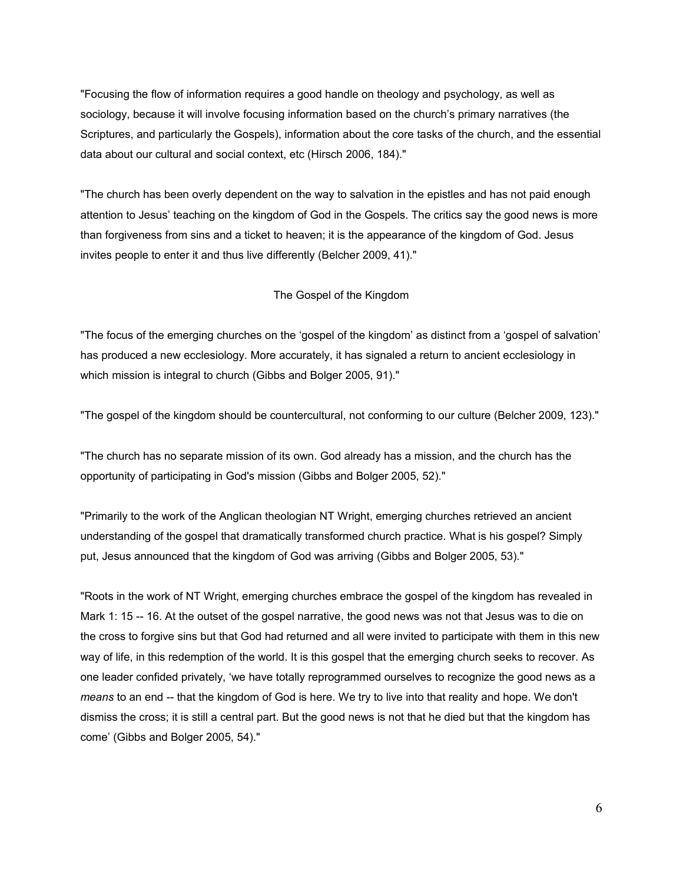"Focusing the flow of information requires a good handle on theology and psychology, as well as sociology, because it will involve focusing information based on the church's primary narratives (the Scriptures, and particularly the Gospels), information about the core tasks of the church, and the essential data about our cultural and social context, etc (Hirsch 2006, 184)."

"The church has been overly dependent on the way to salvation in the epistles and has not paid enough attention to Jesus' teaching on the kingdom of God in the Gospels. The critics say the good news is more than forgiveness from sins and a ticket to heaven; it is the appearance of the kingdom of God. Jesus invites people to enter it and thus live differently (Belcher 2009, 41)."

## The Gospel of the Kingdom

"The focus of the emerging churches on the 'gospel of the kingdom' as distinct from a 'gospel of salvation' has produced a new ecclesiology. More accurately, it has signaled a return to ancient ecclesiology in which mission is integral to church (Gibbs and Bolger 2005, 91)."

"The gospel of the kingdom should be countercultural, not conforming to our culture (Belcher 2009, 123)."

"The church has no separate mission of its own. God already has a mission, and the church has the opportunity of participating in God's mission (Gibbs and Bolger 2005, 52)."

"Primarily to the work of the Anglican theologian NT Wright, emerging churches retrieved an ancient understanding of the gospel that dramatically transformed church practice. What is his gospel? Simply put, Jesus announced that the kingdom of God was arriving (Gibbs and Bolger 2005, 53)."

"Roots in the work of NT Wright, emerging churches embrace the gospel of the kingdom has revealed in Mark 1: 15 -- 16. At the outset of the gospel narrative, the good news was not that Jesus was to die on the cross to forgive sins but that God had returned and all were invited to participate with them in this new way of life, in this redemption of the world. It is this gospel that the emerging church seeks to recover. As one leader confided privately, 'we have totally reprogrammed ourselves to recognize the good news as a *means* to an end -- that the kingdom of God is here. We try to live into that reality and hope. We don't dismiss the cross; it is still a central part. But the good news is not that he died but that the kingdom has come' (Gibbs and Bolger 2005, 54)."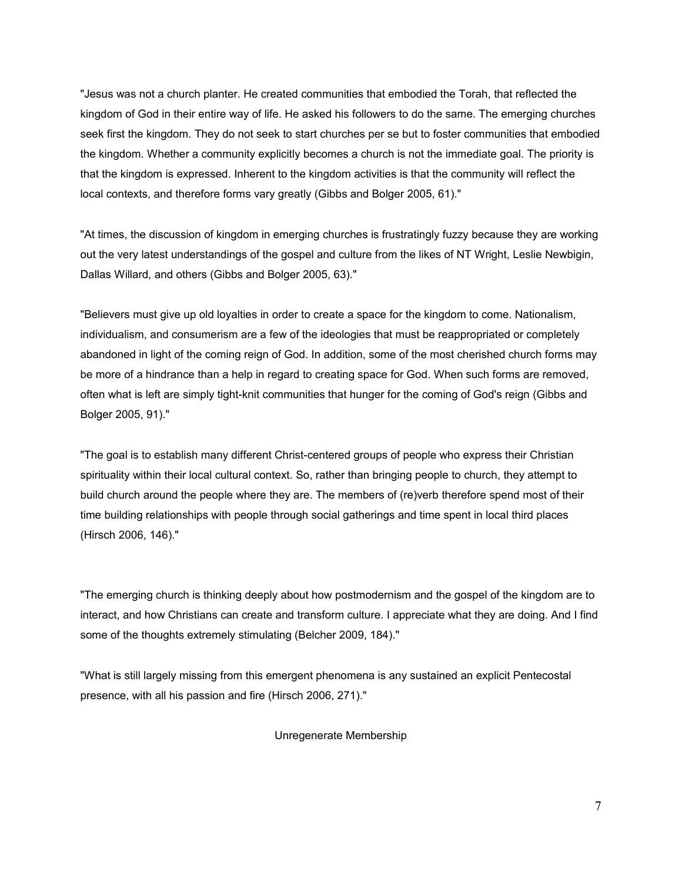"Jesus was not a church planter. He created communities that embodied the Torah, that reflected the kingdom of God in their entire way of life. He asked his followers to do the same. The emerging churches seek first the kingdom. They do not seek to start churches per se but to foster communities that embodied the kingdom. Whether a community explicitly becomes a church is not the immediate goal. The priority is that the kingdom is expressed. Inherent to the kingdom activities is that the community will reflect the local contexts, and therefore forms vary greatly (Gibbs and Bolger 2005, 61)."

"At times, the discussion of kingdom in emerging churches is frustratingly fuzzy because they are working out the very latest understandings of the gospel and culture from the likes of NT Wright, Leslie Newbigin, Dallas Willard, and others (Gibbs and Bolger 2005, 63)."

"Believers must give up old loyalties in order to create a space for the kingdom to come. Nationalism, individualism, and consumerism are a few of the ideologies that must be reappropriated or completely abandoned in light of the coming reign of God. In addition, some of the most cherished church forms may be more of a hindrance than a help in regard to creating space for God. When such forms are removed, often what is left are simply tight-knit communities that hunger for the coming of God's reign (Gibbs and Bolger 2005, 91)."

"The goal is to establish many different Christ-centered groups of people who express their Christian spirituality within their local cultural context. So, rather than bringing people to church, they attempt to build church around the people where they are. The members of (re)verb therefore spend most of their time building relationships with people through social gatherings and time spent in local third places (Hirsch 2006, 146)."

"The emerging church is thinking deeply about how postmodernism and the gospel of the kingdom are to interact, and how Christians can create and transform culture. I appreciate what they are doing. And I find some of the thoughts extremely stimulating (Belcher 2009, 184)."

"What is still largely missing from this emergent phenomena is any sustained an explicit Pentecostal presence, with all his passion and fire (Hirsch 2006, 271)."

## Unregenerate Membership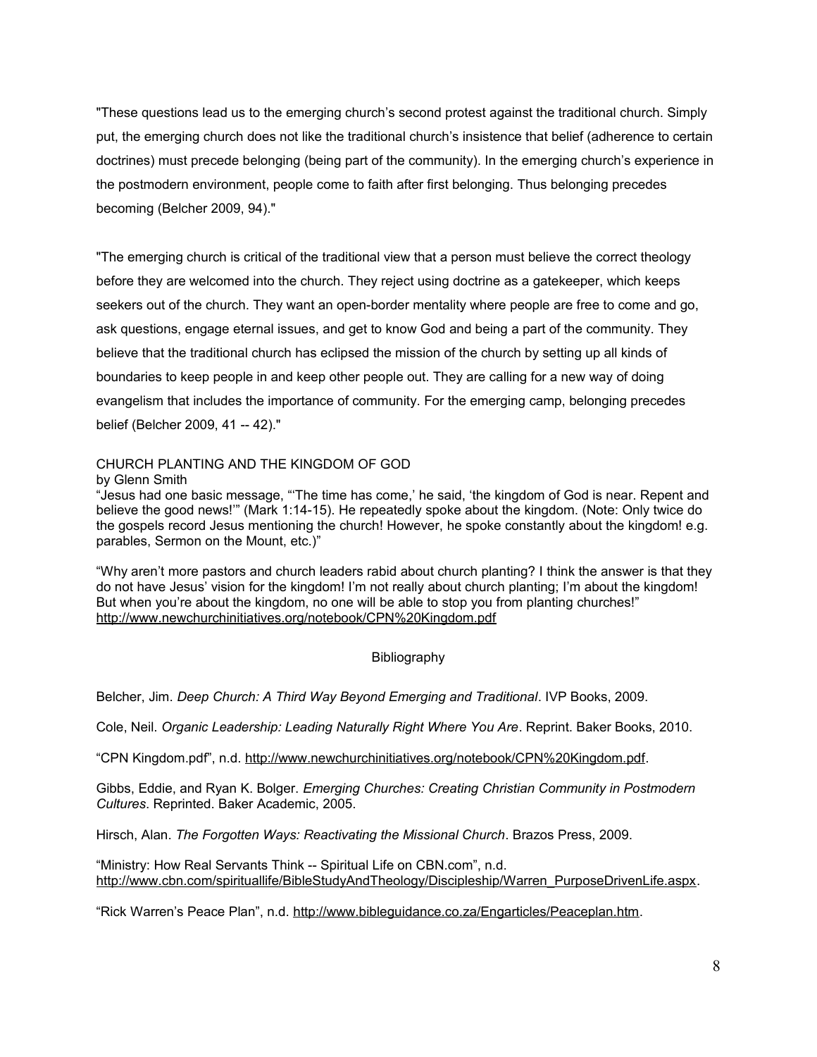"These questions lead us to the emerging church's second protest against the traditional church. Simply put, the emerging church does not like the traditional church's insistence that belief (adherence to certain doctrines) must precede belonging (being part of the community). In the emerging church's experience in the postmodern environment, people come to faith after first belonging. Thus belonging precedes becoming (Belcher 2009, 94)."

"The emerging church is critical of the traditional view that a person must believe the correct theology before they are welcomed into the church. They reject using doctrine as a gatekeeper, which keeps seekers out of the church. They want an open-border mentality where people are free to come and go, ask questions, engage eternal issues, and get to know God and being a part of the community. They believe that the traditional church has eclipsed the mission of the church by setting up all kinds of boundaries to keep people in and keep other people out. They are calling for a new way of doing evangelism that includes the importance of community. For the emerging camp, belonging precedes belief (Belcher 2009, 41 -- 42)."

CHURCH PLANTING AND THE KINGDOM OF GOD
by Glenn Smith
"Jesus had one basic message, "'The time has come,' he said, 'the kingdom of God is near. Repent and believe the good news!'" (Mark 1:14-15). He repeatedly spoke about the kingdom. (Note: Only twice do the gospels record Jesus mentioning the church! However, he spoke constantly about the kingdom! e.g. parables, Sermon on the Mount, etc.)"

"Why aren't more pastors and church leaders rabid about church planting? I think the answer is that they do not have Jesus' vision for the kingdom! I'm not really about church planting; I'm about the kingdom! But when you're about the kingdom, no one will be able to stop you from planting churches!"
http://www.newchurchinitiatives.org/notebook/CPN%20Kingdom.pdf

## Bibliography

Belcher, Jim. *Deep Church: A Third Way Beyond Emerging and Traditional*. IVP Books, 2009.

Cole, Neil. *Organic Leadership: Leading Naturally Right Where You Are*. Reprint. Baker Books, 2010.

"CPN Kingdom.pdf", n.d. http://www.newchurchinitiatives.org/notebook/CPN%20Kingdom.pdf.

Gibbs, Eddie, and Ryan K. Bolger. *Emerging Churches: Creating Christian Community in Postmodern Cultures*. Reprinted. Baker Academic, 2005.

Hirsch, Alan. *The Forgotten Ways: Reactivating the Missional Church*. Brazos Press, 2009.

"Ministry: How Real Servants Think -- Spiritual Life on CBN.com", n.d. http://www.cbn.com/spirituallife/BibleStudyAndTheology/Discipleship/Warren_PurposeDrivenLife.aspx.

"Rick Warren's Peace Plan", n.d. http://www.bibleguidance.co.za/Engarticles/Peaceplan.htm.